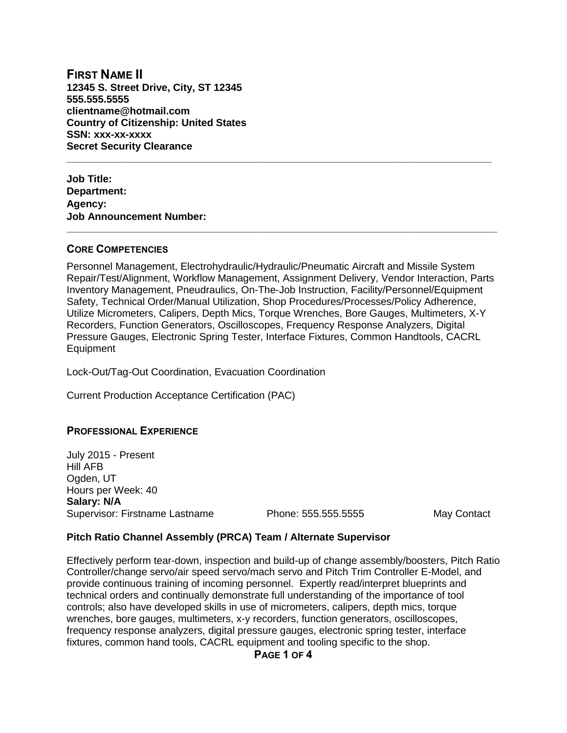# FIRST NAME II

**12345 S. Street Drive, City, ST 12345**
**555.555.5555**
**clientname@hotmail.com**
**Country of Citizenship: United States**
**SSN: xxx-xx-xxxx**
**Secret Security Clearance**

---

**Job Title:**
**Department:**
**Agency:**
**Job Announcement Number:**

---

## CORE COMPETENCIES

Personnel Management, Electrohydraulic/Hydraulic/Pneumatic Aircraft and Missile System Repair/Test/Alignment, Workflow Management, Assignment Delivery, Vendor Interaction, Parts Inventory Management, Pneudraulics, On-The-Job Instruction, Facility/Personnel/Equipment Safety, Technical Order/Manual Utilization, Shop Procedures/Processes/Policy Adherence, Utilize Micrometers, Calipers, Depth Mics, Torque Wrenches, Bore Gauges, Multimeters, X-Y Recorders, Function Generators, Oscilloscopes, Frequency Response Analyzers, Digital Pressure Gauges, Electronic Spring Tester, Interface Fixtures, Common Handtools, CACRL Equipment

Lock-Out/Tag-Out Coordination, Evacuation Coordination

Current Production Acceptance Certification (PAC)

## PROFESSIONAL EXPERIENCE

July 2015 - Present
Hill AFB
Ogden, UT
Hours per Week: 40
**Salary: N/A**
Supervisor: Firstname Lastname Phone: 555.555.5555 May Contact

### Pitch Ratio Channel Assembly (PRCA) Team / Alternate Supervisor

Effectively perform tear-down, inspection and build-up of change assembly/boosters, Pitch Ratio Controller/change servo/air speed servo/mach servo and Pitch Trim Controller E-Model, and provide continuous training of incoming personnel. Expertly read/interpret blueprints and technical orders and continually demonstrate full understanding of the importance of tool controls; also have developed skills in use of micrometers, calipers, depth mics, torque wrenches, bore gauges, multimeters, x-y recorders, function generators, oscilloscopes, frequency response analyzers, digital pressure gauges, electronic spring tester, interface fixtures, common hand tools, CACRL equipment and tooling specific to the shop.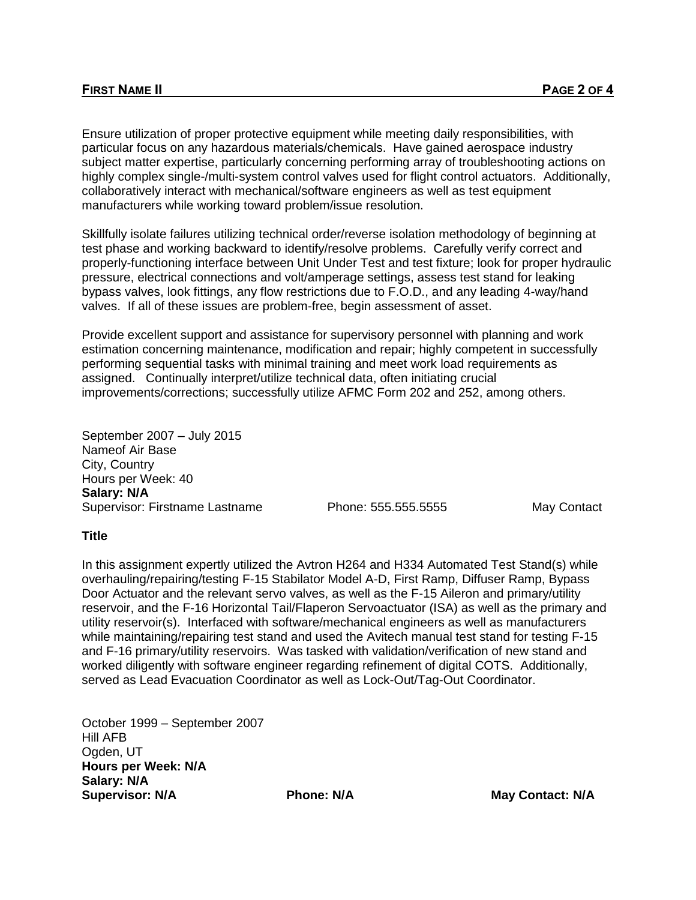Ensure utilization of proper protective equipment while meeting daily responsibilities, with particular focus on any hazardous materials/chemicals. Have gained aerospace industry subject matter expertise, particularly concerning performing array of troubleshooting actions on highly complex single-/multi-system control valves used for flight control actuators. Additionally, collaboratively interact with mechanical/software engineers as well as test equipment manufacturers while working toward problem/issue resolution.

Skillfully isolate failures utilizing technical order/reverse isolation methodology of beginning at test phase and working backward to identify/resolve problems. Carefully verify correct and properly-functioning interface between Unit Under Test and test fixture; look for proper hydraulic pressure, electrical connections and volt/amperage settings, assess test stand for leaking bypass valves, look fittings, any flow restrictions due to F.O.D., and any leading 4-way/hand valves. If all of these issues are problem-free, begin assessment of asset.

Provide excellent support and assistance for supervisory personnel with planning and work estimation concerning maintenance, modification and repair; highly competent in successfully performing sequential tasks with minimal training and meet work load requirements as assigned. Continually interpret/utilize technical data, often initiating crucial improvements/corrections; successfully utilize AFMC Form 202 and 252, among others.

September 2007 – July 2015
Nameof Air Base
City, Country
Hours per Week: 40
**Salary: N/A**
Supervisor: Firstname Lastname     Phone: 555.555.5555     May Contact

**Title**

In this assignment expertly utilized the Avtron H264 and H334 Automated Test Stand(s) while overhauling/repairing/testing F-15 Stabilator Model A-D, First Ramp, Diffuser Ramp, Bypass Door Actuator and the relevant servo valves, as well as the F-15 Aileron and primary/utility reservoir, and the F-16 Horizontal Tail/Flaperon Servoactuator (ISA) as well as the primary and utility reservoir(s). Interfaced with software/mechanical engineers as well as manufacturers while maintaining/repairing test stand and used the Avitech manual test stand for testing F-15 and F-16 primary/utility reservoirs. Was tasked with validation/verification of new stand and worked diligently with software engineer regarding refinement of digital COTS. Additionally, served as Lead Evacuation Coordinator as well as Lock-Out/Tag-Out Coordinator.

October 1999 – September 2007
Hill AFB
Ogden, UT
**Hours per Week: N/A**
**Salary: N/A**
**Supervisor: N/A**     **Phone: N/A**     **May Contact: N/A**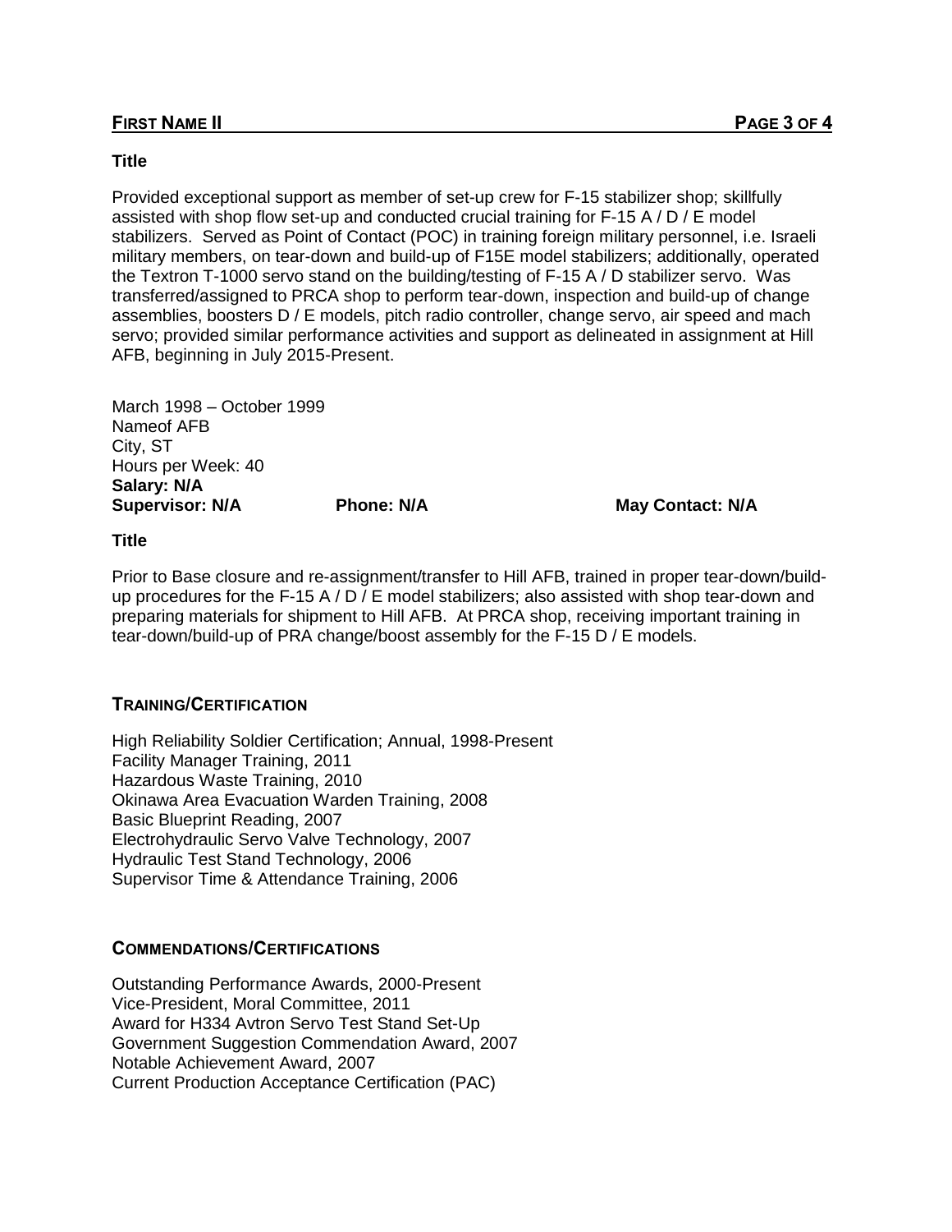**Title**

Provided exceptional support as member of set-up crew for F-15 stabilizer shop; skillfully assisted with shop flow set-up and conducted crucial training for F-15 A / D / E model stabilizers. Served as Point of Contact (POC) in training foreign military personnel, i.e. Israeli military members, on tear-down and build-up of F15E model stabilizers; additionally, operated the Textron T-1000 servo stand on the building/testing of F-15 A / D stabilizer servo. Was transferred/assigned to PRCA shop to perform tear-down, inspection and build-up of change assemblies, boosters D / E models, pitch radio controller, change servo, air speed and mach servo; provided similar performance activities and support as delineated in assignment at Hill AFB, beginning in July 2015-Present.

March 1998 – October 1999
Nameof AFB
City, ST
Hours per Week: 40
**Salary: N/A**
**Supervisor: N/A** **Phone: N/A** **May Contact: N/A**

**Title**

Prior to Base closure and re-assignment/transfer to Hill AFB, trained in proper tear-down/build-up procedures for the F-15 A / D / E model stabilizers; also assisted with shop tear-down and preparing materials for shipment to Hill AFB. At PRCA shop, receiving important training in tear-down/build-up of PRA change/boost assembly for the F-15 D / E models.

## TRAINING/CERTIFICATION

High Reliability Soldier Certification; Annual, 1998-Present
Facility Manager Training, 2011
Hazardous Waste Training, 2010
Okinawa Area Evacuation Warden Training, 2008
Basic Blueprint Reading, 2007
Electrohydraulic Servo Valve Technology, 2007
Hydraulic Test Stand Technology, 2006
Supervisor Time & Attendance Training, 2006

## COMMENDATIONS/CERTIFICATIONS

Outstanding Performance Awards, 2000-Present
Vice-President, Moral Committee, 2011
Award for H334 Avtron Servo Test Stand Set-Up
Government Suggestion Commendation Award, 2007
Notable Achievement Award, 2007
Current Production Acceptance Certification (PAC)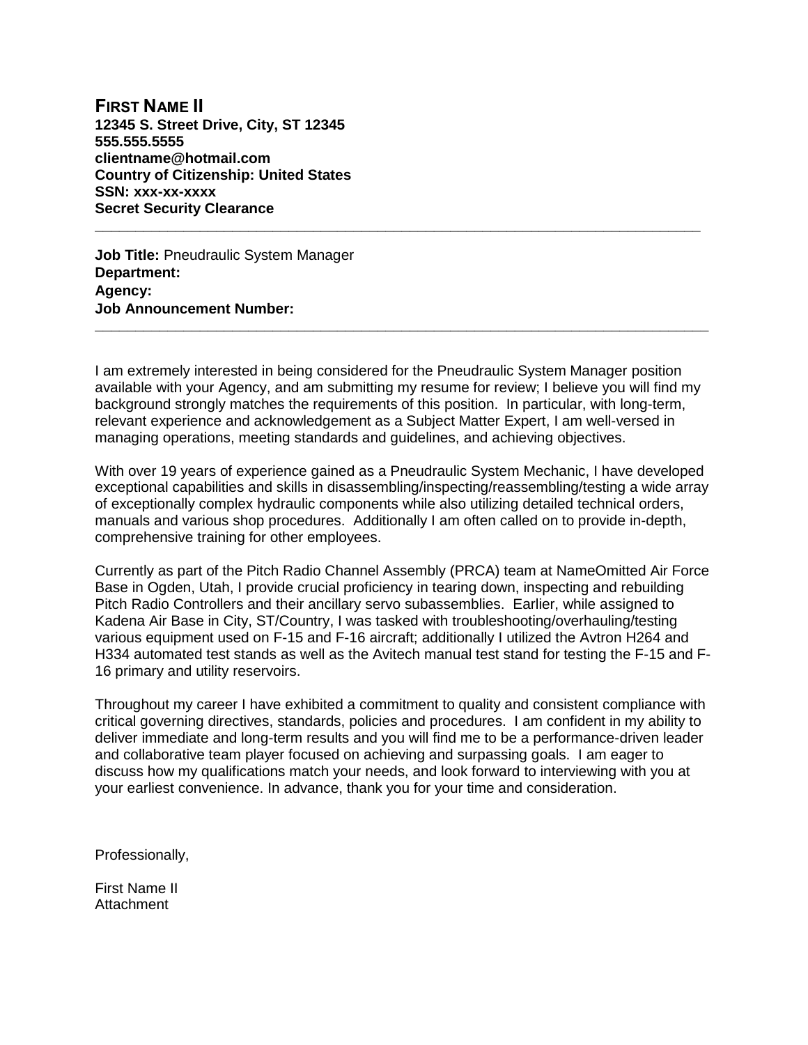**FIRST NAME II**
**12345 S. Street Drive, City, ST 12345**
**555.555.5555**
**clientname@hotmail.com**
**Country of Citizenship: United States**
**SSN: xxx-xx-xxxx**
**Secret Security Clearance**

---

**Job Title:** Pneudraulic System Manager
**Department:**
**Agency:**
**Job Announcement Number:**

---

I am extremely interested in being considered for the Pneudraulic System Manager position available with your Agency, and am submitting my resume for review; I believe you will find my background strongly matches the requirements of this position. In particular, with long-term, relevant experience and acknowledgement as a Subject Matter Expert, I am well-versed in managing operations, meeting standards and guidelines, and achieving objectives.

With over 19 years of experience gained as a Pneudraulic System Mechanic, I have developed exceptional capabilities and skills in disassembling/inspecting/reassembling/testing a wide array of exceptionally complex hydraulic components while also utilizing detailed technical orders, manuals and various shop procedures. Additionally I am often called on to provide in-depth, comprehensive training for other employees.

Currently as part of the Pitch Radio Channel Assembly (PRCA) team at NameOmitted Air Force Base in Ogden, Utah, I provide crucial proficiency in tearing down, inspecting and rebuilding Pitch Radio Controllers and their ancillary servo subassemblies. Earlier, while assigned to Kadena Air Base in City, ST/Country, I was tasked with troubleshooting/overhauling/testing various equipment used on F-15 and F-16 aircraft; additionally I utilized the Avtron H264 and H334 automated test stands as well as the Avitech manual test stand for testing the F-15 and F-16 primary and utility reservoirs.

Throughout my career I have exhibited a commitment to quality and consistent compliance with critical governing directives, standards, policies and procedures. I am confident in my ability to deliver immediate and long-term results and you will find me to be a performance-driven leader and collaborative team player focused on achieving and surpassing goals. I am eager to discuss how my qualifications match your needs, and look forward to interviewing with you at your earliest convenience. In advance, thank you for your time and consideration.

Professionally,

First Name II
Attachment